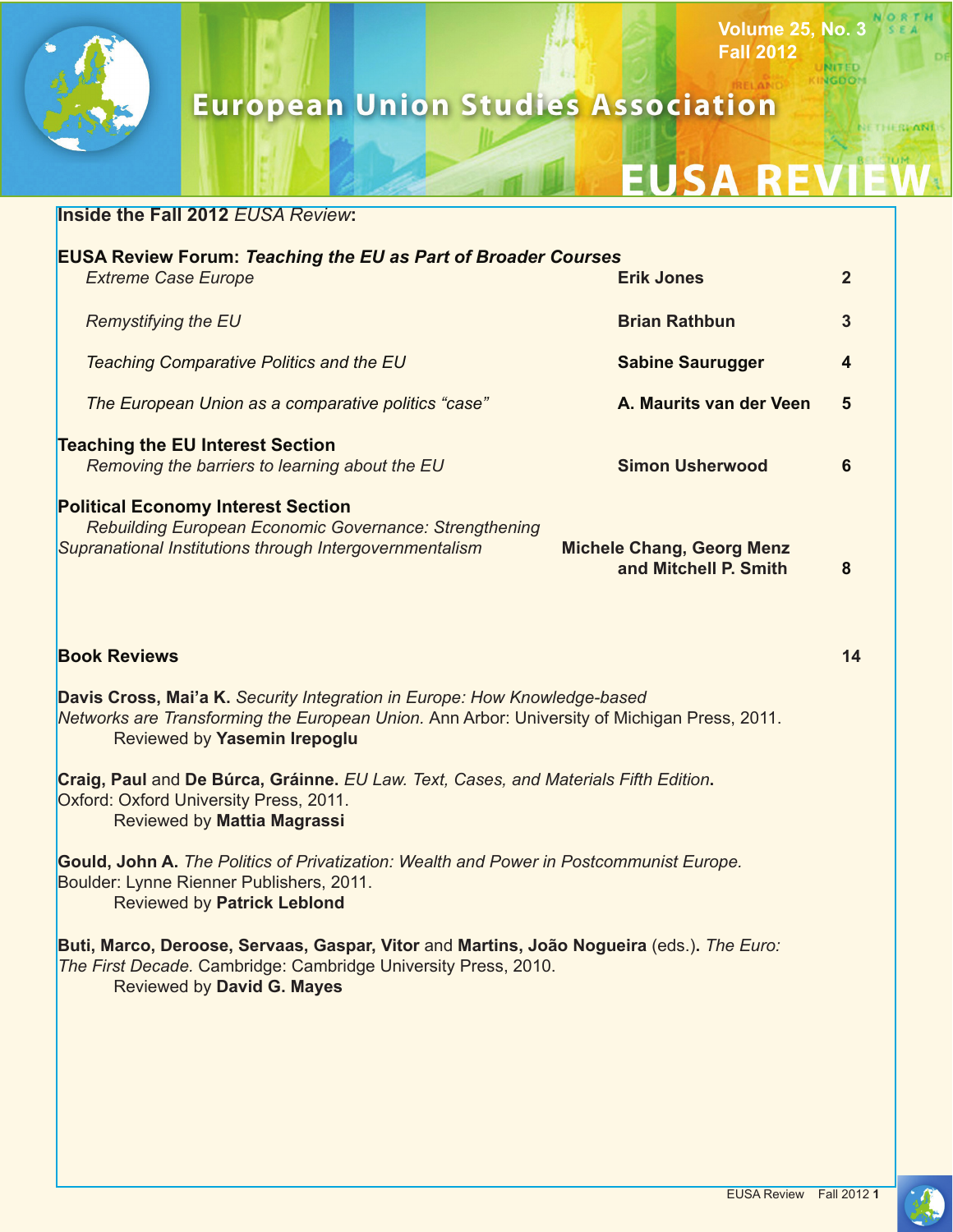# European Union Studies Association

# EUSA REVIEW

Volume 25, No. 3
Fall 2012

## Inside the Fall 2012 *EUSA Review*:

| | | |
|---|---|---|
| **EUSA Review Forum: *Teaching the EU as Part of Broader Courses*** | | |
| *Extreme Case Europe* | **Erik Jones** | **2** |
| *Remystifying the EU* | **Brian Rathbun** | **3** |
| *Teaching Comparative Politics and the EU* | **Sabine Saurugger** | **4** |
| *The European Union as a comparative politics "case"* | **A. Maurits van der Veen** | **5** |
| **Teaching the EU Interest Section** | | |
| *Removing the barriers to learning about the EU* | **Simon Usherwood** | **6** |
| **Political Economy Interest Section** | | |
| *Rebuilding European Economic Governance: Strengthening Supranational Institutions through Intergovernmentalism* | **Michele Chang, Georg Menz and Mitchell P. Smith** | **8** |
| **Book Reviews** | | **14** |

**Davis Cross, Mai'a K.** *Security Integration in Europe: How Knowledge-based Networks are Transforming the European Union.* Ann Arbor: University of Michigan Press, 2011.
Reviewed by **Yasemin Irepoglu**

**Craig, Paul** and **De Búrca, Gráinne.** *EU Law. Text, Cases, and Materials Fifth Edition***.** Oxford: Oxford University Press, 2011.
Reviewed by **Mattia Magrassi**

**Gould, John A.** *The Politics of Privatization: Wealth and Power in Postcommunist Europe.* Boulder: Lynne Rienner Publishers, 2011.
Reviewed by **Patrick Leblond**

**Buti, Marco, Deroose, Servaas, Gaspar, Vitor** and **Martins, João Nogueira** (eds.)**.** *The Euro: The First Decade.* Cambridge: Cambridge University Press, 2010.
Reviewed by **David G. Mayes**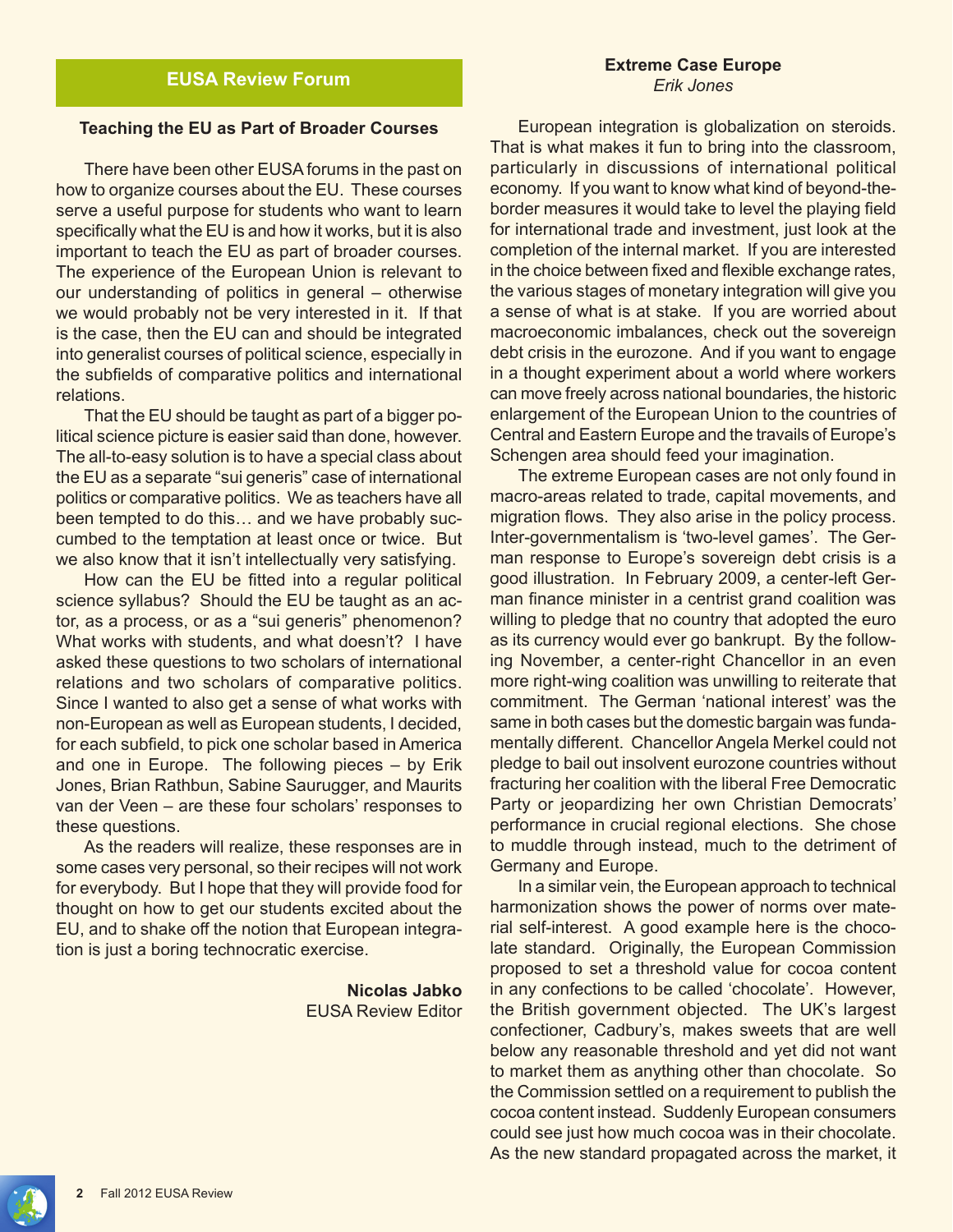## EUSA Review Forum

### Teaching the EU as Part of Broader Courses

There have been other EUSA forums in the past on how to organize courses about the EU. These courses serve a useful purpose for students who want to learn specifically what the EU is and how it works, but it is also important to teach the EU as part of broader courses. The experience of the European Union is relevant to our understanding of politics in general – otherwise we would probably not be very interested in it. If that is the case, then the EU can and should be integrated into generalist courses of political science, especially in the subfields of comparative politics and international relations.

That the EU should be taught as part of a bigger political science picture is easier said than done, however. The all-to-easy solution is to have a special class about the EU as a separate "sui generis" case of international politics or comparative politics. We as teachers have all been tempted to do this… and we have probably succumbed to the temptation at least once or twice. But we also know that it isn't intellectually very satisfying.

How can the EU be fitted into a regular political science syllabus? Should the EU be taught as an actor, as a process, or as a "sui generis" phenomenon? What works with students, and what doesn't? I have asked these questions to two scholars of international relations and two scholars of comparative politics. Since I wanted to also get a sense of what works with non-European as well as European students, I decided, for each subfield, to pick one scholar based in America and one in Europe. The following pieces – by Erik Jones, Brian Rathbun, Sabine Saurugger, and Maurits van der Veen – are these four scholars' responses to these questions.

As the readers will realize, these responses are in some cases very personal, so their recipes will not work for everybody. But I hope that they will provide food for thought on how to get our students excited about the EU, and to shake off the notion that European integration is just a boring technocratic exercise.

**Nicolas Jabko**
EUSA Review Editor

### Extreme Case Europe
*Erik Jones*

European integration is globalization on steroids. That is what makes it fun to bring into the classroom, particularly in discussions of international political economy. If you want to know what kind of beyond-the-border measures it would take to level the playing field for international trade and investment, just look at the completion of the internal market. If you are interested in the choice between fixed and flexible exchange rates, the various stages of monetary integration will give you a sense of what is at stake. If you are worried about macroeconomic imbalances, check out the sovereign debt crisis in the eurozone. And if you want to engage in a thought experiment about a world where workers can move freely across national boundaries, the historic enlargement of the European Union to the countries of Central and Eastern Europe and the travails of Europe's Schengen area should feed your imagination.

The extreme European cases are not only found in macro-areas related to trade, capital movements, and migration flows. They also arise in the policy process. Inter-governmentalism is 'two-level games'. The German response to Europe's sovereign debt crisis is a good illustration. In February 2009, a center-left German finance minister in a centrist grand coalition was willing to pledge that no country that adopted the euro as its currency would ever go bankrupt. By the following November, a center-right Chancellor in an even more right-wing coalition was unwilling to reiterate that commitment. The German 'national interest' was the same in both cases but the domestic bargain was fundamentally different. Chancellor Angela Merkel could not pledge to bail out insolvent eurozone countries without fracturing her coalition with the liberal Free Democratic Party or jeopardizing her own Christian Democrats' performance in crucial regional elections. She chose to muddle through instead, much to the detriment of Germany and Europe.

In a similar vein, the European approach to technical harmonization shows the power of norms over material self-interest. A good example here is the chocolate standard. Originally, the European Commission proposed to set a threshold value for cocoa content in any confections to be called 'chocolate'. However, the British government objected. The UK's largest confectioner, Cadbury's, makes sweets that are well below any reasonable threshold and yet did not want to market them as anything other than chocolate. So the Commission settled on a requirement to publish the cocoa content instead. Suddenly European consumers could see just how much cocoa was in their chocolate. As the new standard propagated across the market, it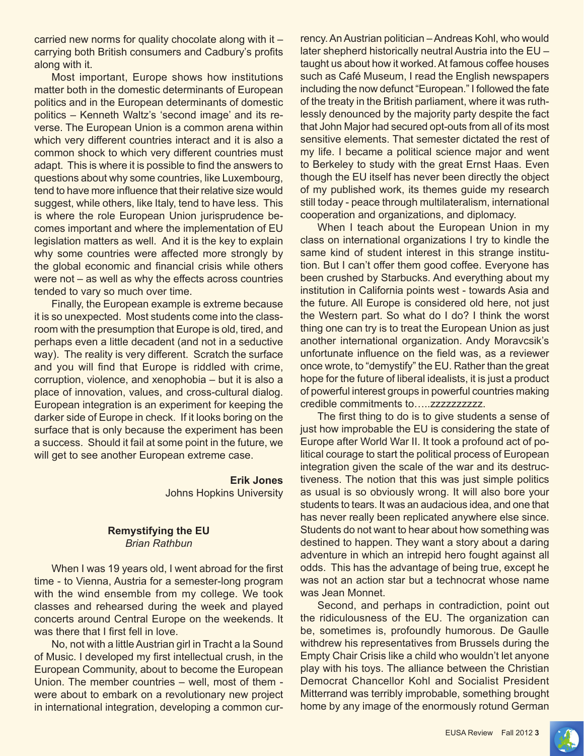carried new norms for quality chocolate along with it – carrying both British consumers and Cadbury's profits along with it.

Most important, Europe shows how institutions matter both in the domestic determinants of European politics and in the European determinants of domestic politics – Kenneth Waltz's 'second image' and its reverse. The European Union is a common arena within which very different countries interact and it is also a common shock to which very different countries must adapt. This is where it is possible to find the answers to questions about why some countries, like Luxembourg, tend to have more influence that their relative size would suggest, while others, like Italy, tend to have less. This is where the role European Union jurisprudence becomes important and where the implementation of EU legislation matters as well. And it is the key to explain why some countries were affected more strongly by the global economic and financial crisis while others were not – as well as why the effects across countries tended to vary so much over time.

Finally, the European example is extreme because it is so unexpected. Most students come into the classroom with the presumption that Europe is old, tired, and perhaps even a little decadent (and not in a seductive way). The reality is very different. Scratch the surface and you will find that Europe is riddled with crime, corruption, violence, and xenophobia – but it is also a place of innovation, values, and cross-cultural dialog. European integration is an experiment for keeping the darker side of Europe in check. If it looks boring on the surface that is only because the experiment has been a success. Should it fail at some point in the future, we will get to see another European extreme case.

**Erik Jones**
Johns Hopkins University

### Remystifying the EU
*Brian Rathbun*

When I was 19 years old, I went abroad for the first time - to Vienna, Austria for a semester-long program with the wind ensemble from my college. We took classes and rehearsed during the week and played concerts around Central Europe on the weekends. It was there that I first fell in love.

No, not with a little Austrian girl in Tracht a la Sound of Music. I developed my first intellectual crush, in the European Community, about to become the European Union. The member countries – well, most of them - were about to embark on a revolutionary new project in international integration, developing a common currency. An Austrian politician – Andreas Kohl, who would later shepherd historically neutral Austria into the EU – taught us about how it worked. At famous coffee houses such as Café Museum, I read the English newspapers including the now defunct "European." I followed the fate of the treaty in the British parliament, where it was ruthlessly denounced by the majority party despite the fact that John Major had secured opt-outs from all of its most sensitive elements. That semester dictated the rest of my life. I became a political science major and went to Berkeley to study with the great Ernst Haas. Even though the EU itself has never been directly the object of my published work, its themes guide my research still today - peace through multilateralism, international cooperation and organizations, and diplomacy.

When I teach about the European Union in my class on international organizations I try to kindle the same kind of student interest in this strange institution. But I can't offer them good coffee. Everyone has been crushed by Starbucks. And everything about my institution in California points west - towards Asia and the future. All Europe is considered old here, not just the Western part. So what do I do? I think the worst thing one can try is to treat the European Union as just another international organization. Andy Moravcsik's unfortunate influence on the field was, as a reviewer once wrote, to "demystify" the EU. Rather than the great hope for the future of liberal idealists, it is just a product of powerful interest groups in powerful countries making credible commitments to…..zzzzzzzzzz.

The first thing to do is to give students a sense of just how improbable the EU is considering the state of Europe after World War II. It took a profound act of political courage to start the political process of European integration given the scale of the war and its destructiveness. The notion that this was just simple politics as usual is so obviously wrong. It will also bore your students to tears. It was an audacious idea, and one that has never really been replicated anywhere else since. Students do not want to hear about how something was destined to happen. They want a story about a daring adventure in which an intrepid hero fought against all odds. This has the advantage of being true, except he was not an action star but a technocrat whose name was Jean Monnet.

Second, and perhaps in contradiction, point out the ridiculousness of the EU. The organization can be, sometimes is, profoundly humorous. De Gaulle withdrew his representatives from Brussels during the Empty Chair Crisis like a child who wouldn't let anyone play with his toys. The alliance between the Christian Democrat Chancellor Kohl and Socialist President Mitterrand was terribly improbable, something brought home by any image of the enormously rotund German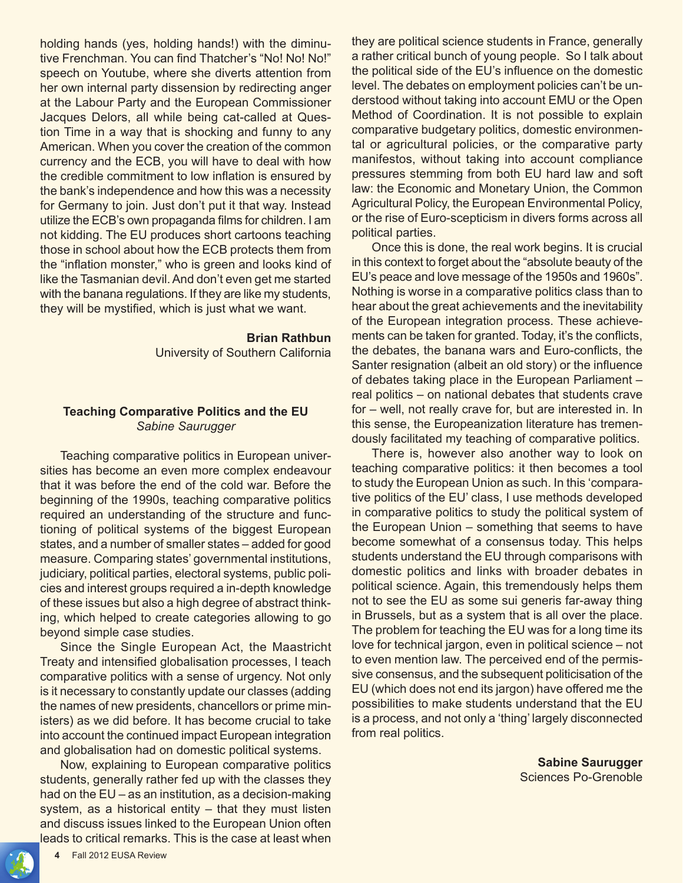holding hands (yes, holding hands!) with the diminutive Frenchman. You can find Thatcher's "No! No! No!" speech on Youtube, where she diverts attention from her own internal party dissension by redirecting anger at the Labour Party and the European Commissioner Jacques Delors, all while being cat-called at Question Time in a way that is shocking and funny to any American. When you cover the creation of the common currency and the ECB, you will have to deal with how the credible commitment to low inflation is ensured by the bank's independence and how this was a necessity for Germany to join. Just don't put it that way. Instead utilize the ECB's own propaganda films for children. I am not kidding. The EU produces short cartoons teaching those in school about how the ECB protects them from the "inflation monster," who is green and looks kind of like the Tasmanian devil. And don't even get me started with the banana regulations. If they are like my students, they will be mystified, which is just what we want.

**Brian Rathbun**
University of Southern California

### Teaching Comparative Politics and the EU
*Sabine Saurugger*

Teaching comparative politics in European universities has become an even more complex endeavour that it was before the end of the cold war. Before the beginning of the 1990s, teaching comparative politics required an understanding of the structure and functioning of political systems of the biggest European states, and a number of smaller states – added for good measure. Comparing states' governmental institutions, judiciary, political parties, electoral systems, public policies and interest groups required a in-depth knowledge of these issues but also a high degree of abstract thinking, which helped to create categories allowing to go beyond simple case studies.

Since the Single European Act, the Maastricht Treaty and intensified globalisation processes, I teach comparative politics with a sense of urgency. Not only is it necessary to constantly update our classes (adding the names of new presidents, chancellors or prime ministers) as we did before. It has become crucial to take into account the continued impact European integration and globalisation had on domestic political systems.

Now, explaining to European comparative politics students, generally rather fed up with the classes they had on the EU – as an institution, as a decision-making system, as a historical entity – that they must listen and discuss issues linked to the European Union often leads to critical remarks. This is the case at least when they are political science students in France, generally a rather critical bunch of young people. So I talk about the political side of the EU's influence on the domestic level. The debates on employment policies can't be understood without taking into account EMU or the Open Method of Coordination. It is not possible to explain comparative budgetary politics, domestic environmental or agricultural policies, or the comparative party manifestos, without taking into account compliance pressures stemming from both EU hard law and soft law: the Economic and Monetary Union, the Common Agricultural Policy, the European Environmental Policy, or the rise of Euro-scepticism in divers forms across all political parties.

Once this is done, the real work begins. It is crucial in this context to forget about the "absolute beauty of the EU's peace and love message of the 1950s and 1960s". Nothing is worse in a comparative politics class than to hear about the great achievements and the inevitability of the European integration process. These achievements can be taken for granted. Today, it's the conflicts, the debates, the banana wars and Euro-conflicts, the Santer resignation (albeit an old story) or the influence of debates taking place in the European Parliament – real politics – on national debates that students crave for – well, not really crave for, but are interested in. In this sense, the Europeanization literature has tremendously facilitated my teaching of comparative politics.

There is, however also another way to look on teaching comparative politics: it then becomes a tool to study the European Union as such. In this 'comparative politics of the EU' class, I use methods developed in comparative politics to study the political system of the European Union – something that seems to have become somewhat of a consensus today. This helps students understand the EU through comparisons with domestic politics and links with broader debates in political science. Again, this tremendously helps them not to see the EU as some sui generis far-away thing in Brussels, but as a system that is all over the place. The problem for teaching the EU was for a long time its love for technical jargon, even in political science – not to even mention law. The perceived end of the permissive consensus, and the subsequent politicisation of the EU (which does not end its jargon) have offered me the possibilities to make students understand that the EU is a process, and not only a 'thing' largely disconnected from real politics.

**Sabine Saurugger**
Sciences Po-Grenoble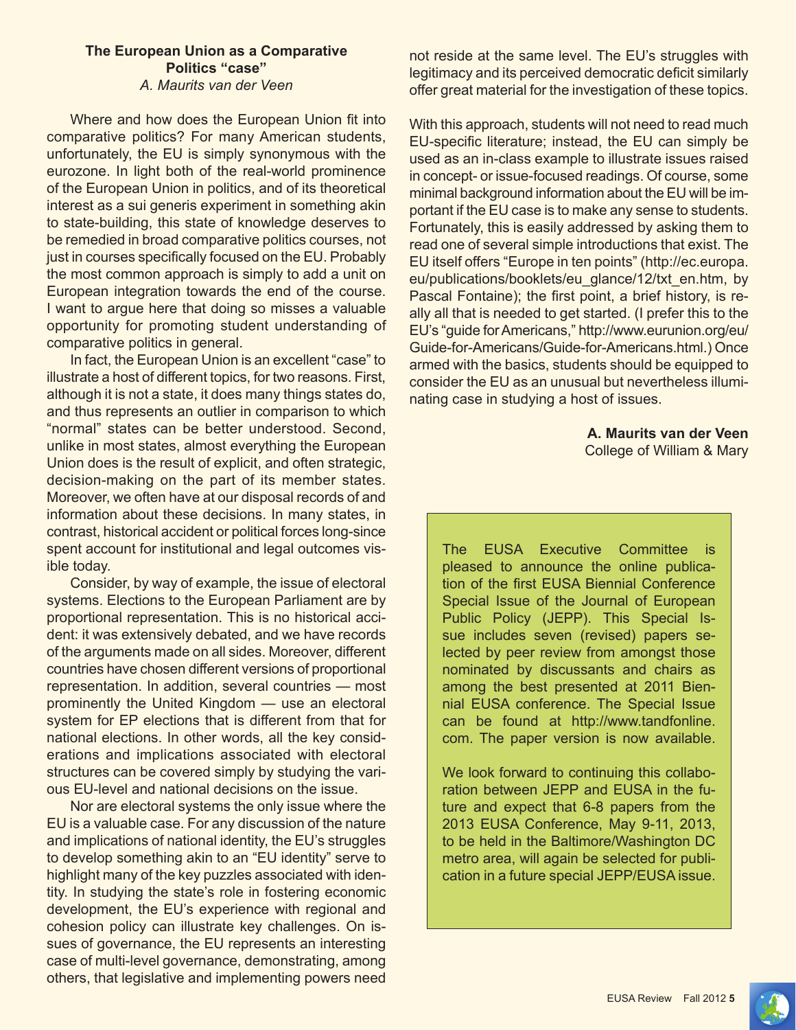### The European Union as a Comparative Politics "case"

*A. Maurits van der Veen*

Where and how does the European Union fit into comparative politics? For many American students, unfortunately, the EU is simply synonymous with the eurozone. In light both of the real-world prominence of the European Union in politics, and of its theoretical interest as a sui generis experiment in something akin to state-building, this state of knowledge deserves to be remedied in broad comparative politics courses, not just in courses specifically focused on the EU. Probably the most common approach is simply to add a unit on European integration towards the end of the course. I want to argue here that doing so misses a valuable opportunity for promoting student understanding of comparative politics in general.

In fact, the European Union is an excellent "case" to illustrate a host of different topics, for two reasons. First, although it is not a state, it does many things states do, and thus represents an outlier in comparison to which "normal" states can be better understood. Second, unlike in most states, almost everything the European Union does is the result of explicit, and often strategic, decision-making on the part of its member states. Moreover, we often have at our disposal records of and information about these decisions. In many states, in contrast, historical accident or political forces long-since spent account for institutional and legal outcomes visible today.

Consider, by way of example, the issue of electoral systems. Elections to the European Parliament are by proportional representation. This is no historical accident: it was extensively debated, and we have records of the arguments made on all sides. Moreover, different countries have chosen different versions of proportional representation. In addition, several countries — most prominently the United Kingdom — use an electoral system for EP elections that is different from that for national elections. In other words, all the key considerations and implications associated with electoral structures can be covered simply by studying the various EU-level and national decisions on the issue.

Nor are electoral systems the only issue where the EU is a valuable case. For any discussion of the nature and implications of national identity, the EU's struggles to develop something akin to an "EU identity" serve to highlight many of the key puzzles associated with identity. In studying the state's role in fostering economic development, the EU's experience with regional and cohesion policy can illustrate key challenges. On issues of governance, the EU represents an interesting case of multi-level governance, demonstrating, among others, that legislative and implementing powers need not reside at the same level. The EU's struggles with legitimacy and its perceived democratic deficit similarly offer great material for the investigation of these topics.

With this approach, students will not need to read much EU-specific literature; instead, the EU can simply be used as an in-class example to illustrate issues raised in concept- or issue-focused readings. Of course, some minimal background information about the EU will be important if the EU case is to make any sense to students. Fortunately, this is easily addressed by asking them to read one of several simple introductions that exist. The EU itself offers "Europe in ten points" (http://ec.europa.eu/publications/booklets/eu_glance/12/txt_en.htm, by Pascal Fontaine); the first point, a brief history, is really all that is needed to get started. (I prefer this to the EU's "guide for Americans," http://www.eurunion.org/eu/Guide-for-Americans/Guide-for-Americans.html.) Once armed with the basics, students should be equipped to consider the EU as an unusual but nevertheless illuminating case in studying a host of issues.

**A. Maurits van der Veen**
College of William & Mary

---

The EUSA Executive Committee is pleased to announce the online publication of the first EUSA Biennial Conference Special Issue of the Journal of European Public Policy (JEPP). This Special Issue includes seven (revised) papers selected by peer review from amongst those nominated by discussants and chairs as among the best presented at 2011 Biennial EUSA conference. The Special Issue can be found at http://www.tandfonline.com. The paper version is now available.

We look forward to continuing this collaboration between JEPP and EUSA in the future and expect that 6-8 papers from the 2013 EUSA Conference, May 9-11, 2013, to be held in the Baltimore/Washington DC metro area, will again be selected for publication in a future special JEPP/EUSA issue.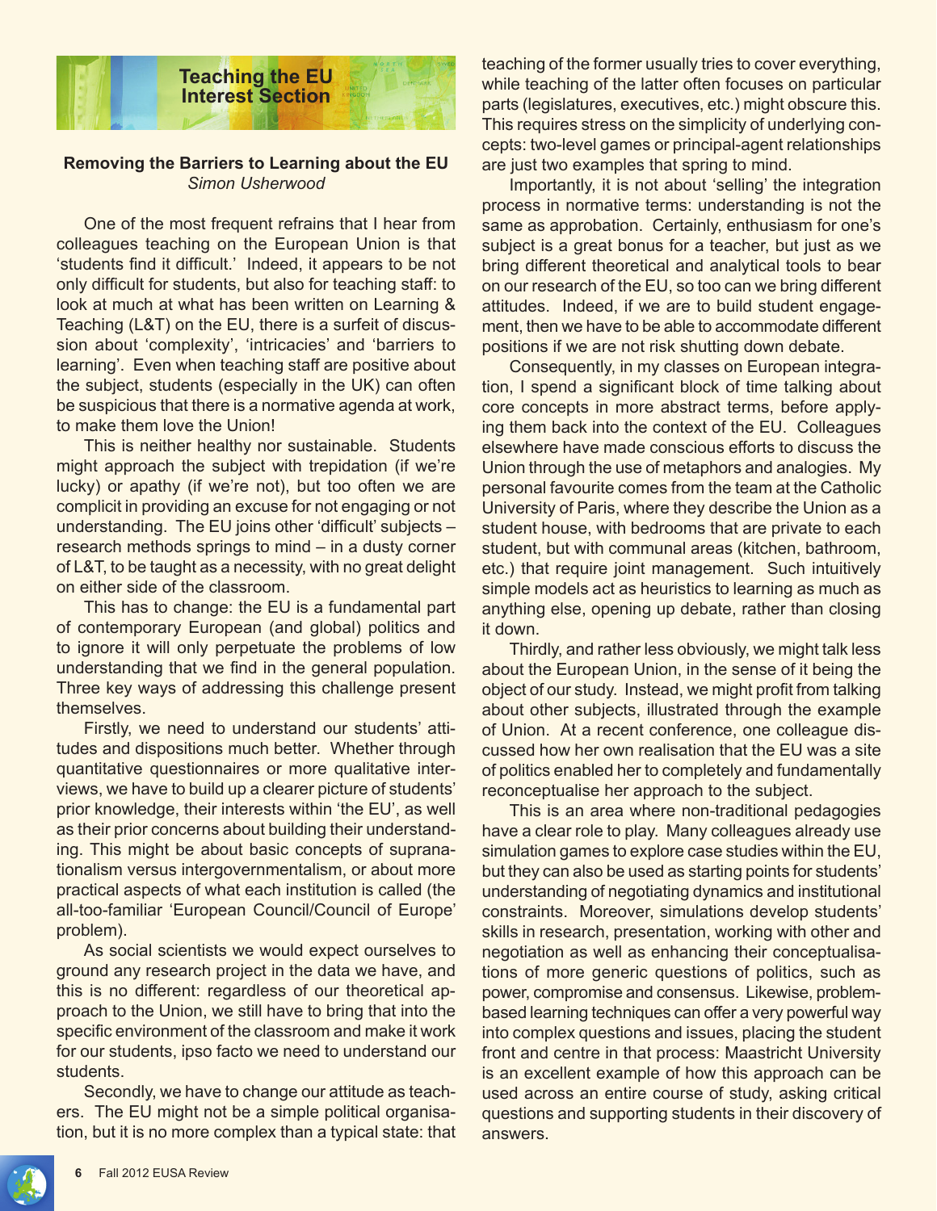## Teaching the EU Interest Section

### Removing the Barriers to Learning about the EU

*Simon Usherwood*

One of the most frequent refrains that I hear from colleagues teaching on the European Union is that 'students find it difficult.' Indeed, it appears to be not only difficult for students, but also for teaching staff: to look at much at what has been written on Learning & Teaching (L&T) on the EU, there is a surfeit of discussion about 'complexity', 'intricacies' and 'barriers to learning'. Even when teaching staff are positive about the subject, students (especially in the UK) can often be suspicious that there is a normative agenda at work, to make them love the Union!

This is neither healthy nor sustainable. Students might approach the subject with trepidation (if we're lucky) or apathy (if we're not), but too often we are complicit in providing an excuse for not engaging or not understanding. The EU joins other 'difficult' subjects – research methods springs to mind – in a dusty corner of L&T, to be taught as a necessity, with no great delight on either side of the classroom.

This has to change: the EU is a fundamental part of contemporary European (and global) politics and to ignore it will only perpetuate the problems of low understanding that we find in the general population. Three key ways of addressing this challenge present themselves.

Firstly, we need to understand our students' attitudes and dispositions much better. Whether through quantitative questionnaires or more qualitative interviews, we have to build up a clearer picture of students' prior knowledge, their interests within 'the EU', as well as their prior concerns about building their understanding. This might be about basic concepts of supranationalism versus intergovernmentalism, or about more practical aspects of what each institution is called (the all-too-familiar 'European Council/Council of Europe' problem).

As social scientists we would expect ourselves to ground any research project in the data we have, and this is no different: regardless of our theoretical approach to the Union, we still have to bring that into the specific environment of the classroom and make it work for our students, ipso facto we need to understand our students.

Secondly, we have to change our attitude as teachers. The EU might not be a simple political organisation, but it is no more complex than a typical state: that teaching of the former usually tries to cover everything, while teaching of the latter often focuses on particular parts (legislatures, executives, etc.) might obscure this. This requires stress on the simplicity of underlying concepts: two-level games or principal-agent relationships are just two examples that spring to mind.

Importantly, it is not about 'selling' the integration process in normative terms: understanding is not the same as approbation. Certainly, enthusiasm for one's subject is a great bonus for a teacher, but just as we bring different theoretical and analytical tools to bear on our research of the EU, so too can we bring different attitudes. Indeed, if we are to build student engagement, then we have to be able to accommodate different positions if we are not risk shutting down debate.

Consequently, in my classes on European integration, I spend a significant block of time talking about core concepts in more abstract terms, before applying them back into the context of the EU. Colleagues elsewhere have made conscious efforts to discuss the Union through the use of metaphors and analogies. My personal favourite comes from the team at the Catholic University of Paris, where they describe the Union as a student house, with bedrooms that are private to each student, but with communal areas (kitchen, bathroom, etc.) that require joint management. Such intuitively simple models act as heuristics to learning as much as anything else, opening up debate, rather than closing it down.

Thirdly, and rather less obviously, we might talk less about the European Union, in the sense of it being the object of our study. Instead, we might profit from talking about other subjects, illustrated through the example of Union. At a recent conference, one colleague discussed how her own realisation that the EU was a site of politics enabled her to completely and fundamentally reconceptualise her approach to the subject.

This is an area where non-traditional pedagogies have a clear role to play. Many colleagues already use simulation games to explore case studies within the EU, but they can also be used as starting points for students' understanding of negotiating dynamics and institutional constraints. Moreover, simulations develop students' skills in research, presentation, working with other and negotiation as well as enhancing their conceptualisations of more generic questions of politics, such as power, compromise and consensus. Likewise, problem-based learning techniques can offer a very powerful way into complex questions and issues, placing the student front and centre in that process: Maastricht University is an excellent example of how this approach can be used across an entire course of study, asking critical questions and supporting students in their discovery of answers.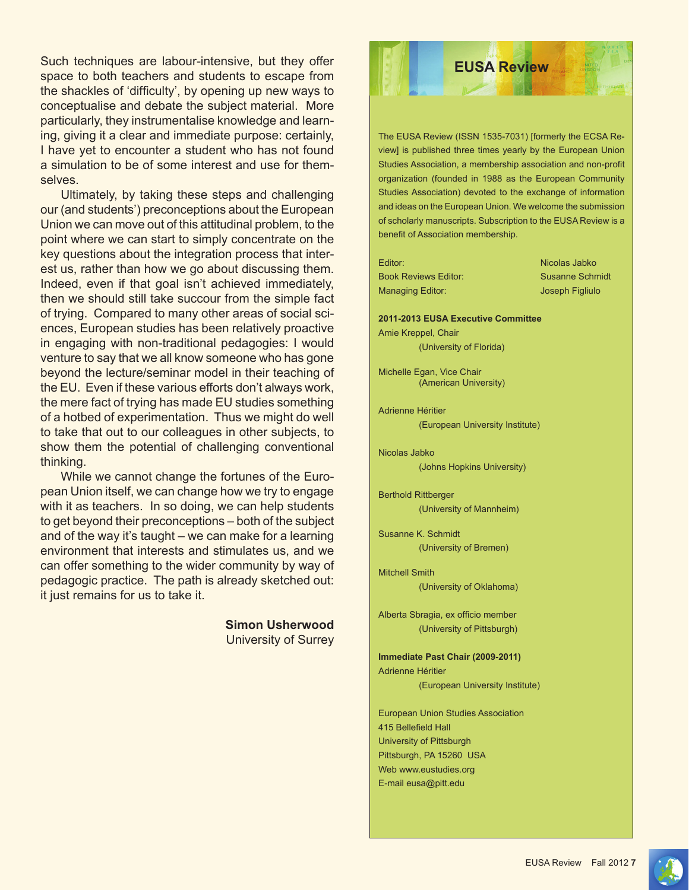Such techniques are labour-intensive, but they offer space to both teachers and students to escape from the shackles of 'difficulty', by opening up new ways to conceptualise and debate the subject material. More particularly, they instrumentalise knowledge and learning, giving it a clear and immediate purpose: certainly, I have yet to encounter a student who has not found a simulation to be of some interest and use for themselves.

Ultimately, by taking these steps and challenging our (and students') preconceptions about the European Union we can move out of this attitudinal problem, to the point where we can start to simply concentrate on the key questions about the integration process that interest us, rather than how we go about discussing them. Indeed, even if that goal isn't achieved immediately, then we should still take succour from the simple fact of trying. Compared to many other areas of social sciences, European studies has been relatively proactive in engaging with non-traditional pedagogies: I would venture to say that we all know someone who has gone beyond the lecture/seminar model in their teaching of the EU. Even if these various efforts don't always work, the mere fact of trying has made EU studies something of a hotbed of experimentation. Thus we might do well to take that out to our colleagues in other subjects, to show them the potential of challenging conventional thinking.

While we cannot change the fortunes of the European Union itself, we can change how we try to engage with it as teachers. In so doing, we can help students to get beyond their preconceptions – both of the subject and of the way it's taught – we can make for a learning environment that interests and stimulates us, and we can offer something to the wider community by way of pedagogic practice. The path is already sketched out: it just remains for us to take it.

**Simon Usherwood**
University of Surrey

## EUSA Review

The EUSA Review (ISSN 1535-7031) [formerly the ECSA Review] is published three times yearly by the European Union Studies Association, a membership association and non-profit organization (founded in 1988 as the European Community Studies Association) devoted to the exchange of information and ideas on the European Union. We welcome the submission of scholarly manuscripts. Subscription to the EUSA Review is a benefit of Association membership.

| | |
|---|---|
| Editor: | Nicolas Jabko |
| Book Reviews Editor: | Susanne Schmidt |
| Managing Editor: | Joseph Figliulo |

**2011-2013 EUSA Executive Committee**

Amie Kreppel, Chair
(University of Florida)

Michelle Egan, Vice Chair
(American University)

Adrienne Héritier
(European University Institute)

Nicolas Jabko
(Johns Hopkins University)

Berthold Rittberger
(University of Mannheim)

Susanne K. Schmidt
(University of Bremen)

Mitchell Smith
(University of Oklahoma)

Alberta Sbragia, ex officio member
(University of Pittsburgh)

**Immediate Past Chair (2009-2011)**

Adrienne Héritier
(European University Institute)

European Union Studies Association
415 Bellefield Hall
University of Pittsburgh
Pittsburgh, PA 15260 USA
Web www.eustudies.org
E-mail eusa@pitt.edu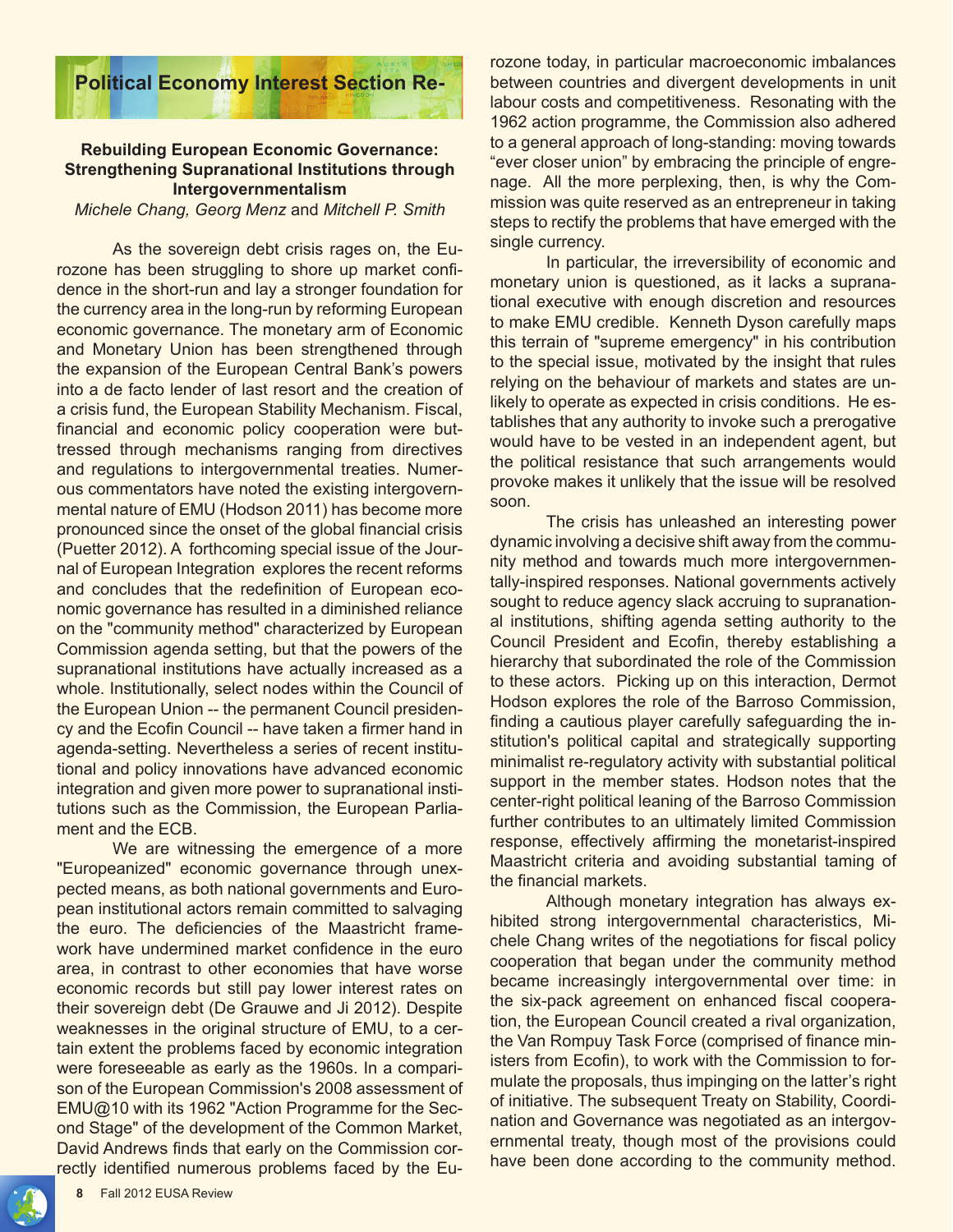## Political Economy Interest Section Re-

### Rebuilding European Economic Governance: Strengthening Supranational Institutions through Intergovernmentalism

*Michele Chang, Georg Menz* and *Mitchell P. Smith*

As the sovereign debt crisis rages on, the Eurozone has been struggling to shore up market confidence in the short-run and lay a stronger foundation for the currency area in the long-run by reforming European economic governance. The monetary arm of Economic and Monetary Union has been strengthened through the expansion of the European Central Bank's powers into a de facto lender of last resort and the creation of a crisis fund, the European Stability Mechanism. Fiscal, financial and economic policy cooperation were buttressed through mechanisms ranging from directives and regulations to intergovernmental treaties. Numerous commentators have noted the existing intergovernmental nature of EMU (Hodson 2011) has become more pronounced since the onset of the global financial crisis (Puetter 2012). A forthcoming special issue of the Journal of European Integration explores the recent reforms and concludes that the redefinition of European economic governance has resulted in a diminished reliance on the "community method" characterized by European Commission agenda setting, but that the powers of the supranational institutions have actually increased as a whole. Institutionally, select nodes within the Council of the European Union -- the permanent Council presidency and the Ecofin Council -- have taken a firmer hand in agenda-setting. Nevertheless a series of recent institutional and policy innovations have advanced economic integration and given more power to supranational institutions such as the Commission, the European Parliament and the ECB.

We are witnessing the emergence of a more "Europeanized" economic governance through unexpected means, as both national governments and European institutional actors remain committed to salvaging the euro. The deficiencies of the Maastricht framework have undermined market confidence in the euro area, in contrast to other economies that have worse economic records but still pay lower interest rates on their sovereign debt (De Grauwe and Ji 2012). Despite weaknesses in the original structure of EMU, to a certain extent the problems faced by economic integration were foreseeable as early as the 1960s. In a comparison of the European Commission's 2008 assessment of EMU@10 with its 1962 "Action Programme for the Second Stage" of the development of the Common Market, David Andrews finds that early on the Commission correctly identified numerous problems faced by the Eurozone today, in particular macroeconomic imbalances between countries and divergent developments in unit labour costs and competitiveness. Resonating with the 1962 action programme, the Commission also adhered to a general approach of long-standing: moving towards "ever closer union" by embracing the principle of engrenage. All the more perplexing, then, is why the Commission was quite reserved as an entrepreneur in taking steps to rectify the problems that have emerged with the single currency.

In particular, the irreversibility of economic and monetary union is questioned, as it lacks a supranational executive with enough discretion and resources to make EMU credible. Kenneth Dyson carefully maps this terrain of "supreme emergency" in his contribution to the special issue, motivated by the insight that rules relying on the behaviour of markets and states are unlikely to operate as expected in crisis conditions. He establishes that any authority to invoke such a prerogative would have to be vested in an independent agent, but the political resistance that such arrangements would provoke makes it unlikely that the issue will be resolved soon.

The crisis has unleashed an interesting power dynamic involving a decisive shift away from the community method and towards much more intergovernmentally-inspired responses. National governments actively sought to reduce agency slack accruing to supranational institutions, shifting agenda setting authority to the Council President and Ecofin, thereby establishing a hierarchy that subordinated the role of the Commission to these actors. Picking up on this interaction, Dermot Hodson explores the role of the Barroso Commission, finding a cautious player carefully safeguarding the institution's political capital and strategically supporting minimalist re-regulatory activity with substantial political support in the member states. Hodson notes that the center-right political leaning of the Barroso Commission further contributes to an ultimately limited Commission response, effectively affirming the monetarist-inspired Maastricht criteria and avoiding substantial taming of the financial markets.

Although monetary integration has always exhibited strong intergovernmental characteristics, Michele Chang writes of the negotiations for fiscal policy cooperation that began under the community method became increasingly intergovernmental over time: in the six-pack agreement on enhanced fiscal cooperation, the European Council created a rival organization, the Van Rompuy Task Force (comprised of finance ministers from Ecofin), to work with the Commission to formulate the proposals, thus impinging on the latter's right of initiative. The subsequent Treaty on Stability, Coordination and Governance was negotiated as an intergovernmental treaty, though most of the provisions could have been done according to the community method.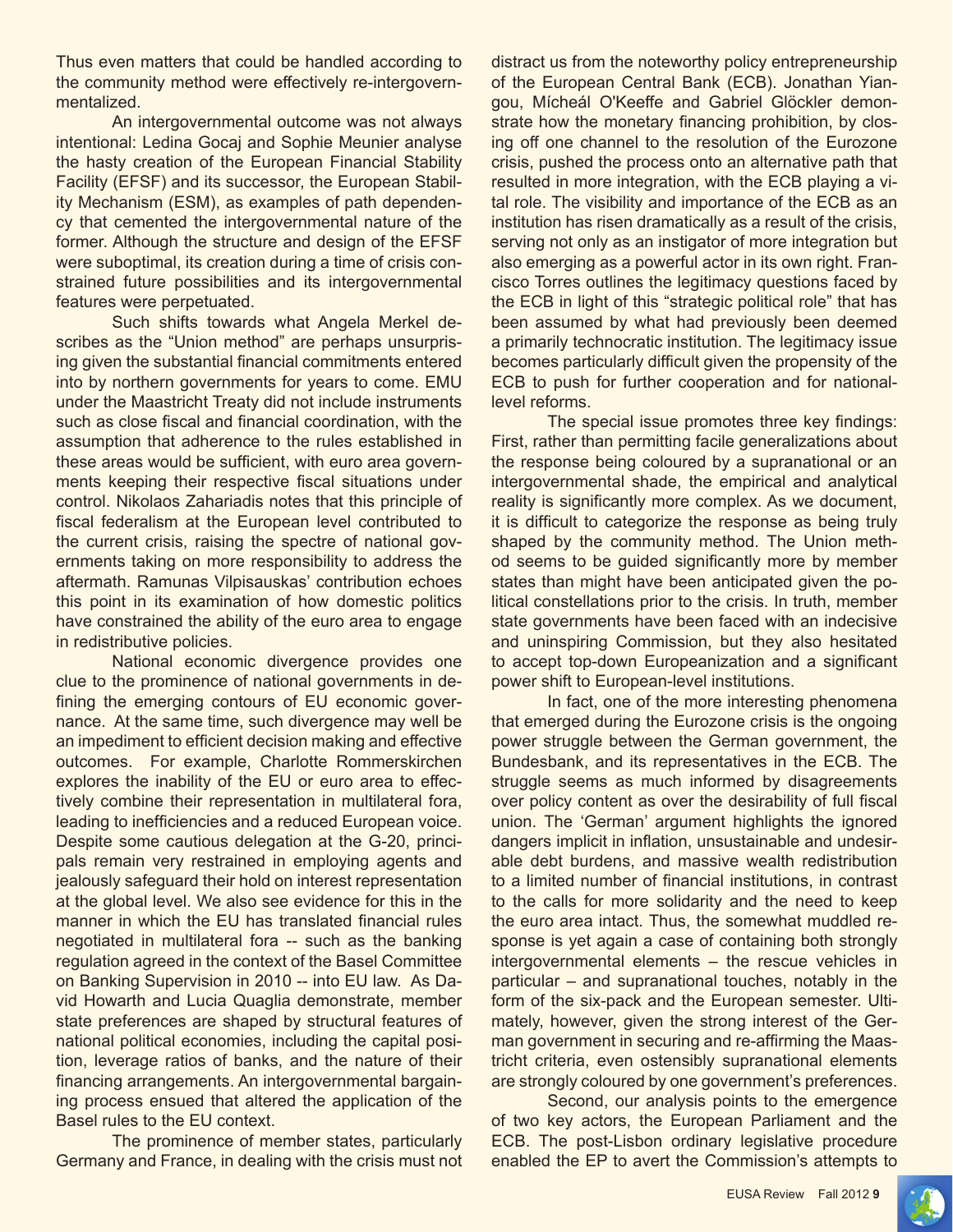Thus even matters that could be handled according to the community method were effectively re-intergovernmentalized.

An intergovernmental outcome was not always intentional: Ledina Gocaj and Sophie Meunier analyse the hasty creation of the European Financial Stability Facility (EFSF) and its successor, the European Stability Mechanism (ESM), as examples of path dependency that cemented the intergovernmental nature of the former. Although the structure and design of the EFSF were suboptimal, its creation during a time of crisis constrained future possibilities and its intergovernmental features were perpetuated.

Such shifts towards what Angela Merkel describes as the "Union method" are perhaps unsurprising given the substantial financial commitments entered into by northern governments for years to come. EMU under the Maastricht Treaty did not include instruments such as close fiscal and financial coordination, with the assumption that adherence to the rules established in these areas would be sufficient, with euro area governments keeping their respective fiscal situations under control. Nikolaos Zahariadis notes that this principle of fiscal federalism at the European level contributed to the current crisis, raising the spectre of national governments taking on more responsibility to address the aftermath. Ramunas Vilpisauskas' contribution echoes this point in its examination of how domestic politics have constrained the ability of the euro area to engage in redistributive policies.

National economic divergence provides one clue to the prominence of national governments in defining the emerging contours of EU economic governance. At the same time, such divergence may well be an impediment to efficient decision making and effective outcomes. For example, Charlotte Rommerskirchen explores the inability of the EU or euro area to effectively combine their representation in multilateral fora, leading to inefficiencies and a reduced European voice. Despite some cautious delegation at the G-20, principals remain very restrained in employing agents and jealously safeguard their hold on interest representation at the global level. We also see evidence for this in the manner in which the EU has translated financial rules negotiated in multilateral fora -- such as the banking regulation agreed in the context of the Basel Committee on Banking Supervision in 2010 -- into EU law. As David Howarth and Lucia Quaglia demonstrate, member state preferences are shaped by structural features of national political economies, including the capital position, leverage ratios of banks, and the nature of their financing arrangements. An intergovernmental bargaining process ensued that altered the application of the Basel rules to the EU context.

The prominence of member states, particularly Germany and France, in dealing with the crisis must not distract us from the noteworthy policy entrepreneurship of the European Central Bank (ECB). Jonathan Yiangou, Mícheál O'Keeffe and Gabriel Glöckler demonstrate how the monetary financing prohibition, by closing off one channel to the resolution of the Eurozone crisis, pushed the process onto an alternative path that resulted in more integration, with the ECB playing a vital role. The visibility and importance of the ECB as an institution has risen dramatically as a result of the crisis, serving not only as an instigator of more integration but also emerging as a powerful actor in its own right. Francisco Torres outlines the legitimacy questions faced by the ECB in light of this "strategic political role" that has been assumed by what had previously been deemed a primarily technocratic institution. The legitimacy issue becomes particularly difficult given the propensity of the ECB to push for further cooperation and for national-level reforms.

The special issue promotes three key findings: First, rather than permitting facile generalizations about the response being coloured by a supranational or an intergovernmental shade, the empirical and analytical reality is significantly more complex. As we document, it is difficult to categorize the response as being truly shaped by the community method. The Union method seems to be guided significantly more by member states than might have been anticipated given the political constellations prior to the crisis. In truth, member state governments have been faced with an indecisive and uninspiring Commission, but they also hesitated to accept top-down Europeanization and a significant power shift to European-level institutions.

In fact, one of the more interesting phenomena that emerged during the Eurozone crisis is the ongoing power struggle between the German government, the Bundesbank, and its representatives in the ECB. The struggle seems as much informed by disagreements over policy content as over the desirability of full fiscal union. The 'German' argument highlights the ignored dangers implicit in inflation, unsustainable and undesirable debt burdens, and massive wealth redistribution to a limited number of financial institutions, in contrast to the calls for more solidarity and the need to keep the euro area intact. Thus, the somewhat muddled response is yet again a case of containing both strongly intergovernmental elements – the rescue vehicles in particular – and supranational touches, notably in the form of the six-pack and the European semester. Ultimately, however, given the strong interest of the German government in securing and re-affirming the Maastricht criteria, even ostensibly supranational elements are strongly coloured by one government's preferences.

Second, our analysis points to the emergence of two key actors, the European Parliament and the ECB. The post-Lisbon ordinary legislative procedure enabled the EP to avert the Commission's attempts to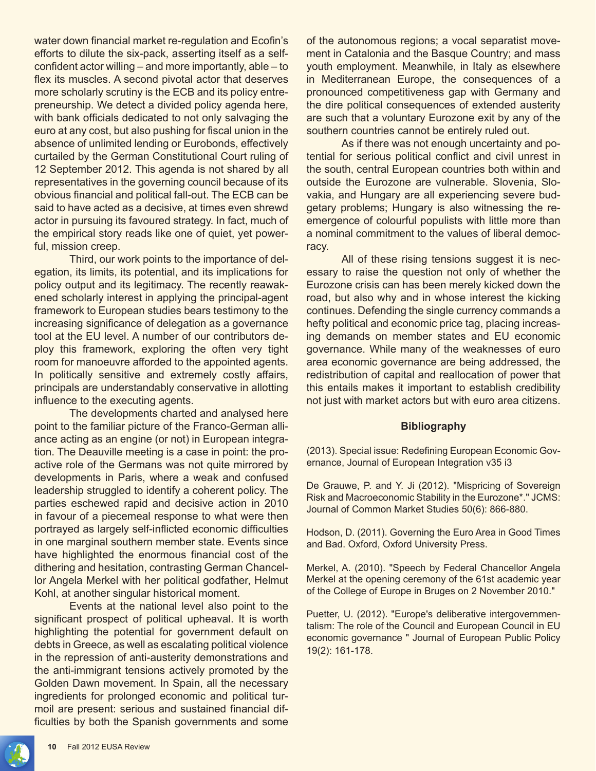water down financial market re-regulation and Ecofin's efforts to dilute the six-pack, asserting itself as a self-confident actor willing – and more importantly, able – to flex its muscles. A second pivotal actor that deserves more scholarly scrutiny is the ECB and its policy entrepreneurship. We detect a divided policy agenda here, with bank officials dedicated to not only salvaging the euro at any cost, but also pushing for fiscal union in the absence of unlimited lending or Eurobonds, effectively curtailed by the German Constitutional Court ruling of 12 September 2012. This agenda is not shared by all representatives in the governing council because of its obvious financial and political fall-out. The ECB can be said to have acted as a decisive, at times even shrewd actor in pursuing its favoured strategy. In fact, much of the empirical story reads like one of quiet, yet powerful, mission creep.

Third, our work points to the importance of delegation, its limits, its potential, and its implications for policy output and its legitimacy. The recently reawakened scholarly interest in applying the principal-agent framework to European studies bears testimony to the increasing significance of delegation as a governance tool at the EU level. A number of our contributors deploy this framework, exploring the often very tight room for manoeuvre afforded to the appointed agents. In politically sensitive and extremely costly affairs, principals are understandably conservative in allotting influence to the executing agents.

The developments charted and analysed here point to the familiar picture of the Franco-German alliance acting as an engine (or not) in European integration. The Deauville meeting is a case in point: the proactive role of the Germans was not quite mirrored by developments in Paris, where a weak and confused leadership struggled to identify a coherent policy. The parties eschewed rapid and decisive action in 2010 in favour of a piecemeal response to what were then portrayed as largely self-inflicted economic difficulties in one marginal southern member state. Events since have highlighted the enormous financial cost of the dithering and hesitation, contrasting German Chancellor Angela Merkel with her political godfather, Helmut Kohl, at another singular historical moment.

Events at the national level also point to the significant prospect of political upheaval. It is worth highlighting the potential for government default on debts in Greece, as well as escalating political violence in the repression of anti-austerity demonstrations and the anti-immigrant tensions actively promoted by the Golden Dawn movement. In Spain, all the necessary ingredients for prolonged economic and political turmoil are present: serious and sustained financial difficulties by both the Spanish governments and some of the autonomous regions; a vocal separatist movement in Catalonia and the Basque Country; and mass youth employment. Meanwhile, in Italy as elsewhere in Mediterranean Europe, the consequences of a pronounced competitiveness gap with Germany and the dire political consequences of extended austerity are such that a voluntary Eurozone exit by any of the southern countries cannot be entirely ruled out.

As if there was not enough uncertainty and potential for serious political conflict and civil unrest in the south, central European countries both within and outside the Eurozone are vulnerable. Slovenia, Slovakia, and Hungary are all experiencing severe budgetary problems; Hungary is also witnessing the re-emergence of colourful populists with little more than a nominal commitment to the values of liberal democracy.

All of these rising tensions suggest it is necessary to raise the question not only of whether the Eurozone crisis can has been merely kicked down the road, but also why and in whose interest the kicking continues. Defending the single currency commands a hefty political and economic price tag, placing increasing demands on member states and EU economic governance. While many of the weaknesses of euro area economic governance are being addressed, the redistribution of capital and reallocation of power that this entails makes it important to establish credibility not just with market actors but with euro area citizens.

## Bibliography

(2013). Special issue: Redefining European Economic Governance, Journal of European Integration v35 i3

De Grauwe, P. and Y. Ji (2012). "Mispricing of Sovereign Risk and Macroeconomic Stability in the Eurozone*." JCMS: Journal of Common Market Studies 50(6): 866-880.

Hodson, D. (2011). Governing the Euro Area in Good Times and Bad. Oxford, Oxford University Press.

Merkel, A. (2010). "Speech by Federal Chancellor Angela Merkel at the opening ceremony of the 61st academic year of the College of Europe in Bruges on 2 November 2010."

Puetter, U. (2012). "Europe's deliberative intergovernmentalism: The role of the Council and European Council in EU economic governance " Journal of European Public Policy 19(2): 161-178.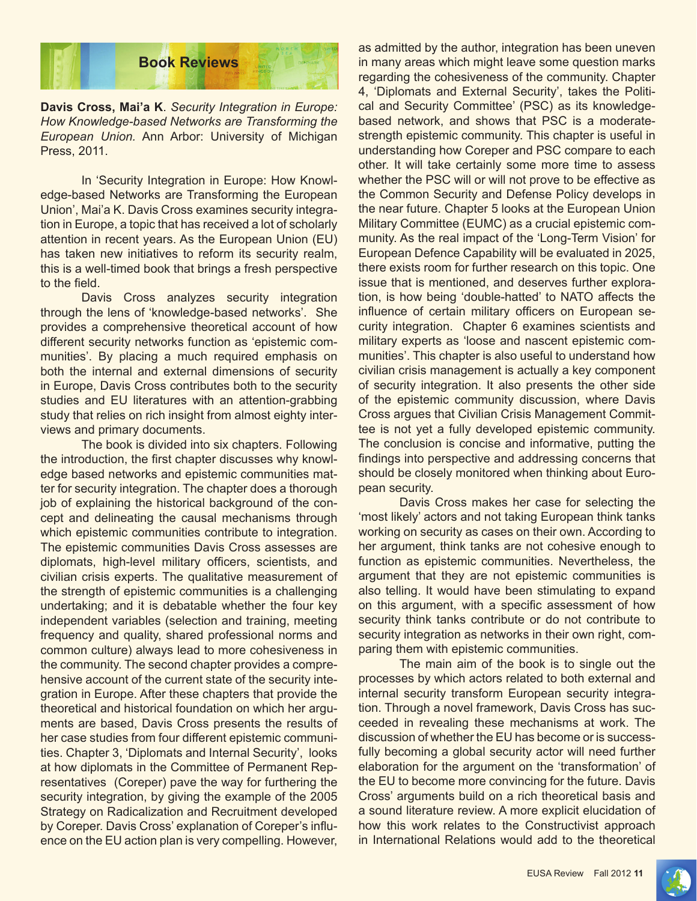## Book Reviews

**Davis Cross, Mai'a K**. *Security Integration in Europe: How Knowledge-based Networks are Transforming the European Union.* Ann Arbor: University of Michigan Press, 2011.

In 'Security Integration in Europe: How Knowledge-based Networks are Transforming the European Union', Mai'a K. Davis Cross examines security integration in Europe, a topic that has received a lot of scholarly attention in recent years. As the European Union (EU) has taken new initiatives to reform its security realm, this is a well-timed book that brings a fresh perspective to the field.

Davis Cross analyzes security integration through the lens of 'knowledge-based networks'. She provides a comprehensive theoretical account of how different security networks function as 'epistemic communities'. By placing a much required emphasis on both the internal and external dimensions of security in Europe, Davis Cross contributes both to the security studies and EU literatures with an attention-grabbing study that relies on rich insight from almost eighty interviews and primary documents.

The book is divided into six chapters. Following the introduction, the first chapter discusses why knowledge based networks and epistemic communities matter for security integration. The chapter does a thorough job of explaining the historical background of the concept and delineating the causal mechanisms through which epistemic communities contribute to integration. The epistemic communities Davis Cross assesses are diplomats, high-level military officers, scientists, and civilian crisis experts. The qualitative measurement of the strength of epistemic communities is a challenging undertaking; and it is debatable whether the four key independent variables (selection and training, meeting frequency and quality, shared professional norms and common culture) always lead to more cohesiveness in the community. The second chapter provides a comprehensive account of the current state of the security integration in Europe. After these chapters that provide the theoretical and historical foundation on which her arguments are based, Davis Cross presents the results of her case studies from four different epistemic communities. Chapter 3, 'Diplomats and Internal Security', looks at how diplomats in the Committee of Permanent Representatives (Coreper) pave the way for furthering the security integration, by giving the example of the 2005 Strategy on Radicalization and Recruitment developed by Coreper. Davis Cross' explanation of Coreper's influence on the EU action plan is very compelling. However, as admitted by the author, integration has been uneven in many areas which might leave some question marks regarding the cohesiveness of the community. Chapter 4, 'Diplomats and External Security', takes the Political and Security Committee' (PSC) as its knowledge-based network, and shows that PSC is a moderate-strength epistemic community. This chapter is useful in understanding how Coreper and PSC compare to each other. It will take certainly some more time to assess whether the PSC will or will not prove to be effective as the Common Security and Defense Policy develops in the near future. Chapter 5 looks at the European Union Military Committee (EUMC) as a crucial epistemic community. As the real impact of the 'Long-Term Vision' for European Defence Capability will be evaluated in 2025, there exists room for further research on this topic. One issue that is mentioned, and deserves further exploration, is how being 'double-hatted' to NATO affects the influence of certain military officers on European security integration. Chapter 6 examines scientists and military experts as 'loose and nascent epistemic communities'. This chapter is also useful to understand how civilian crisis management is actually a key component of security integration. It also presents the other side of the epistemic community discussion, where Davis Cross argues that Civilian Crisis Management Committee is not yet a fully developed epistemic community. The conclusion is concise and informative, putting the findings into perspective and addressing concerns that should be closely monitored when thinking about European security.

Davis Cross makes her case for selecting the 'most likely' actors and not taking European think tanks working on security as cases on their own. According to her argument, think tanks are not cohesive enough to function as epistemic communities. Nevertheless, the argument that they are not epistemic communities is also telling. It would have been stimulating to expand on this argument, with a specific assessment of how security think tanks contribute or do not contribute to security integration as networks in their own right, comparing them with epistemic communities.

The main aim of the book is to single out the processes by which actors related to both external and internal security transform European security integration. Through a novel framework, Davis Cross has succeeded in revealing these mechanisms at work. The discussion of whether the EU has become or is successfully becoming a global security actor will need further elaboration for the argument on the 'transformation' of the EU to become more convincing for the future. Davis Cross' arguments build on a rich theoretical basis and a sound literature review. A more explicit elucidation of how this work relates to the Constructivist approach in International Relations would add to the theoretical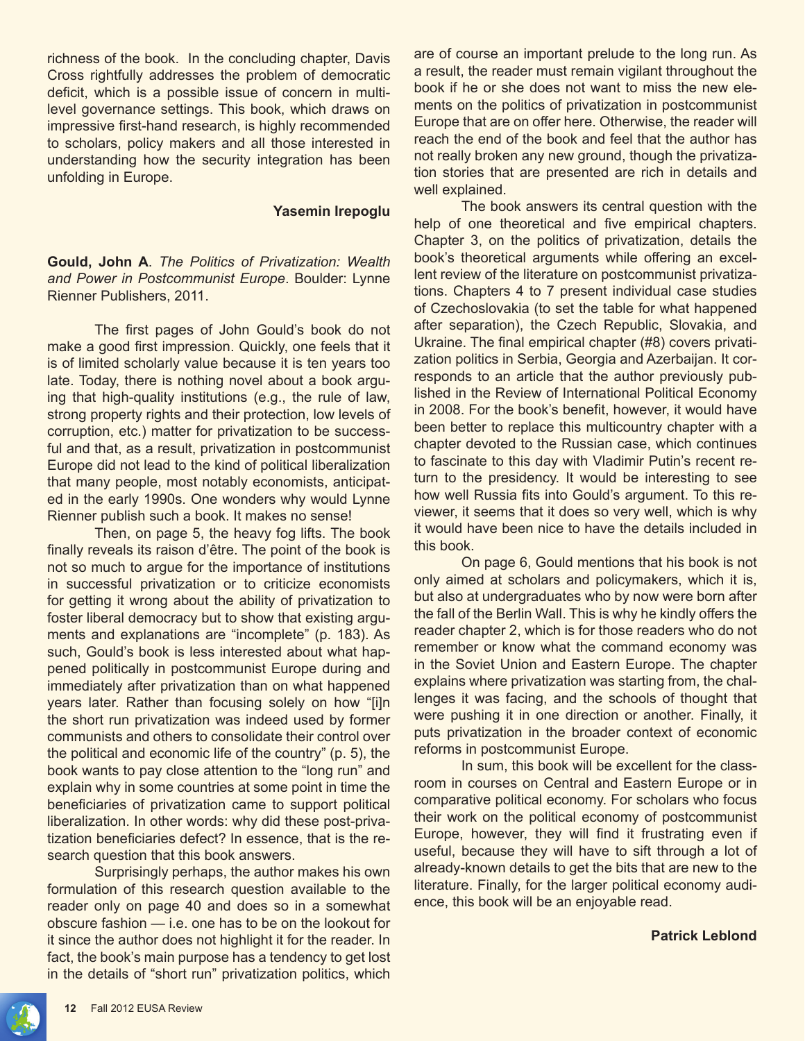richness of the book. In the concluding chapter, Davis Cross rightfully addresses the problem of democratic deficit, which is a possible issue of concern in multi-level governance settings. This book, which draws on impressive first-hand research, is highly recommended to scholars, policy makers and all those interested in understanding how the security integration has been unfolding in Europe.

**Yasemin Irepoglu**

**Gould, John A**. *The Politics of Privatization: Wealth and Power in Postcommunist Europe*. Boulder: Lynne Rienner Publishers, 2011.

The first pages of John Gould's book do not make a good first impression. Quickly, one feels that it is of limited scholarly value because it is ten years too late. Today, there is nothing novel about a book arguing that high-quality institutions (e.g., the rule of law, strong property rights and their protection, low levels of corruption, etc.) matter for privatization to be successful and that, as a result, privatization in postcommunist Europe did not lead to the kind of political liberalization that many people, most notably economists, anticipated in the early 1990s. One wonders why would Lynne Rienner publish such a book. It makes no sense!

Then, on page 5, the heavy fog lifts. The book finally reveals its raison d'être. The point of the book is not so much to argue for the importance of institutions in successful privatization or to criticize economists for getting it wrong about the ability of privatization to foster liberal democracy but to show that existing arguments and explanations are "incomplete" (p. 183). As such, Gould's book is less interested about what happened politically in postcommunist Europe during and immediately after privatization than on what happened years later. Rather than focusing solely on how "[i]n the short run privatization was indeed used by former communists and others to consolidate their control over the political and economic life of the country" (p. 5), the book wants to pay close attention to the "long run" and explain why in some countries at some point in time the beneficiaries of privatization came to support political liberalization. In other words: why did these post-privatization beneficiaries defect? In essence, that is the research question that this book answers.

Surprisingly perhaps, the author makes his own formulation of this research question available to the reader only on page 40 and does so in a somewhat obscure fashion — i.e. one has to be on the lookout for it since the author does not highlight it for the reader. In fact, the book's main purpose has a tendency to get lost in the details of "short run" privatization politics, which are of course an important prelude to the long run. As a result, the reader must remain vigilant throughout the book if he or she does not want to miss the new elements on the politics of privatization in postcommunist Europe that are on offer here. Otherwise, the reader will reach the end of the book and feel that the author has not really broken any new ground, though the privatization stories that are presented are rich in details and well explained.

The book answers its central question with the help of one theoretical and five empirical chapters. Chapter 3, on the politics of privatization, details the book's theoretical arguments while offering an excellent review of the literature on postcommunist privatizations. Chapters 4 to 7 present individual case studies of Czechoslovakia (to set the table for what happened after separation), the Czech Republic, Slovakia, and Ukraine. The final empirical chapter (#8) covers privatization politics in Serbia, Georgia and Azerbaijan. It corresponds to an article that the author previously published in the Review of International Political Economy in 2008. For the book's benefit, however, it would have been better to replace this multicountry chapter with a chapter devoted to the Russian case, which continues to fascinate to this day with Vladimir Putin's recent return to the presidency. It would be interesting to see how well Russia fits into Gould's argument. To this reviewer, it seems that it does so very well, which is why it would have been nice to have the details included in this book.

On page 6, Gould mentions that his book is not only aimed at scholars and policymakers, which it is, but also at undergraduates who by now were born after the fall of the Berlin Wall. This is why he kindly offers the reader chapter 2, which is for those readers who do not remember or know what the command economy was in the Soviet Union and Eastern Europe. The chapter explains where privatization was starting from, the challenges it was facing, and the schools of thought that were pushing it in one direction or another. Finally, it puts privatization in the broader context of economic reforms in postcommunist Europe.

In sum, this book will be excellent for the classroom in courses on Central and Eastern Europe or in comparative political economy. For scholars who focus their work on the political economy of postcommunist Europe, however, they will find it frustrating even if useful, because they will have to sift through a lot of already-known details to get the bits that are new to the literature. Finally, for the larger political economy audience, this book will be an enjoyable read.

**Patrick Leblond**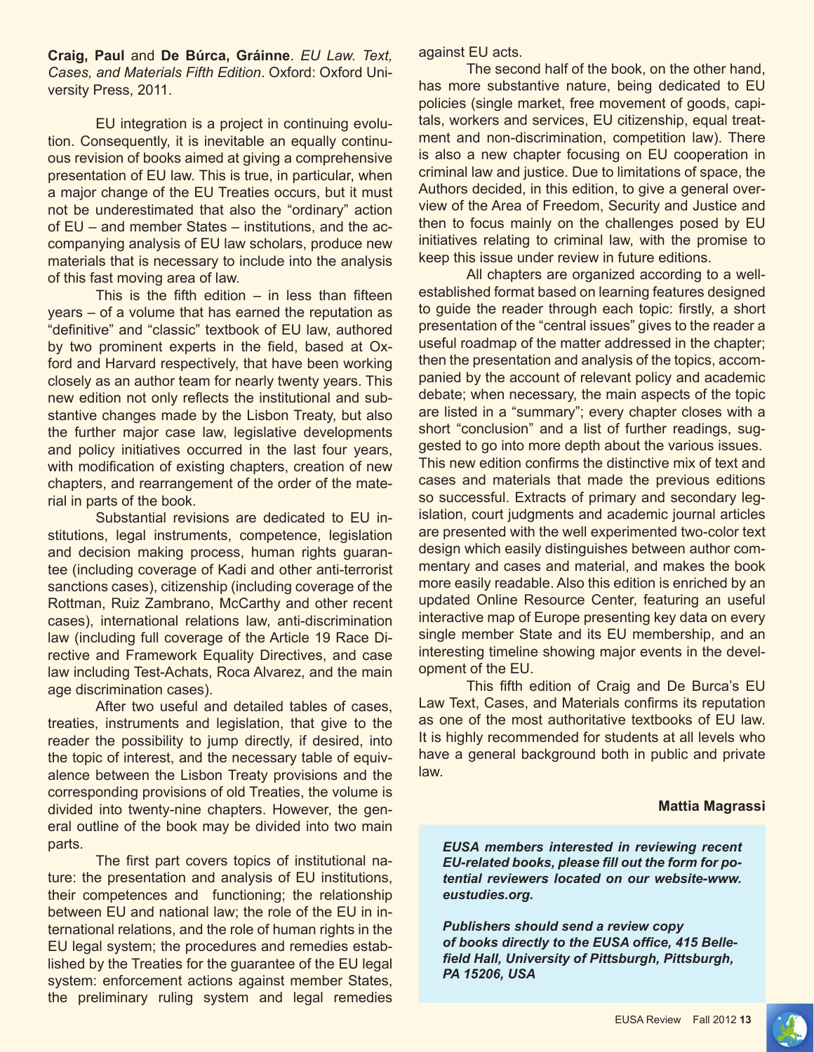**Craig, Paul** and **De Búrca, Gráinne**. *EU Law. Text, Cases, and Materials Fifth Edition*. Oxford: Oxford University Press, 2011.

EU integration is a project in continuing evolution. Consequently, it is inevitable an equally continuous revision of books aimed at giving a comprehensive presentation of EU law. This is true, in particular, when a major change of the EU Treaties occurs, but it must not be underestimated that also the "ordinary" action of EU – and member States – institutions, and the accompanying analysis of EU law scholars, produce new materials that is necessary to include into the analysis of this fast moving area of law.

This is the fifth edition – in less than fifteen years – of a volume that has earned the reputation as "definitive" and "classic" textbook of EU law, authored by two prominent experts in the field, based at Oxford and Harvard respectively, that have been working closely as an author team for nearly twenty years. This new edition not only reflects the institutional and substantive changes made by the Lisbon Treaty, but also the further major case law, legislative developments and policy initiatives occurred in the last four years, with modification of existing chapters, creation of new chapters, and rearrangement of the order of the material in parts of the book.

Substantial revisions are dedicated to EU institutions, legal instruments, competence, legislation and decision making process, human rights guarantee (including coverage of Kadi and other anti-terrorist sanctions cases), citizenship (including coverage of the Rottman, Ruiz Zambrano, McCarthy and other recent cases), international relations law, anti-discrimination law (including full coverage of the Article 19 Race Directive and Framework Equality Directives, and case law including Test-Achats, Roca Alvarez, and the main age discrimination cases).

After two useful and detailed tables of cases, treaties, instruments and legislation, that give to the reader the possibility to jump directly, if desired, into the topic of interest, and the necessary table of equivalence between the Lisbon Treaty provisions and the corresponding provisions of old Treaties, the volume is divided into twenty-nine chapters. However, the general outline of the book may be divided into two main parts.

The first part covers topics of institutional nature: the presentation and analysis of EU institutions, their competences and functioning; the relationship between EU and national law; the role of the EU in international relations, and the role of human rights in the EU legal system; the procedures and remedies established by the Treaties for the guarantee of the EU legal system: enforcement actions against member States, the preliminary ruling system and legal remedies against EU acts.

The second half of the book, on the other hand, has more substantive nature, being dedicated to EU policies (single market, free movement of goods, capitals, workers and services, EU citizenship, equal treatment and non-discrimination, competition law). There is also a new chapter focusing on EU cooperation in criminal law and justice. Due to limitations of space, the Authors decided, in this edition, to give a general overview of the Area of Freedom, Security and Justice and then to focus mainly on the challenges posed by EU initiatives relating to criminal law, with the promise to keep this issue under review in future editions.

All chapters are organized according to a well-established format based on learning features designed to guide the reader through each topic: firstly, a short presentation of the "central issues" gives to the reader a useful roadmap of the matter addressed in the chapter; then the presentation and analysis of the topics, accompanied by the account of relevant policy and academic debate; when necessary, the main aspects of the topic are listed in a "summary"; every chapter closes with a short "conclusion" and a list of further readings, suggested to go into more depth about the various issues. This new edition confirms the distinctive mix of text and cases and materials that made the previous editions so successful. Extracts of primary and secondary legislation, court judgments and academic journal articles are presented with the well experimented two-color text design which easily distinguishes between author commentary and cases and material, and makes the book more easily readable. Also this edition is enriched by an updated Online Resource Center, featuring an useful interactive map of Europe presenting key data on every single member State and its EU membership, and an interesting timeline showing major events in the development of the EU.

This fifth edition of Craig and De Burca's EU Law Text, Cases, and Materials confirms its reputation as one of the most authoritative textbooks of EU law. It is highly recommended for students at all levels who have a general background both in public and private law.

**Mattia Magrassi**

***EUSA members interested in reviewing recent EU-related books, please fill out the form for potential reviewers located on our website-www.eustudies.org.***

***Publishers should send a review copy of books directly to the EUSA office, 415 Bellefield Hall, University of Pittsburgh, Pittsburgh, PA 15206, USA***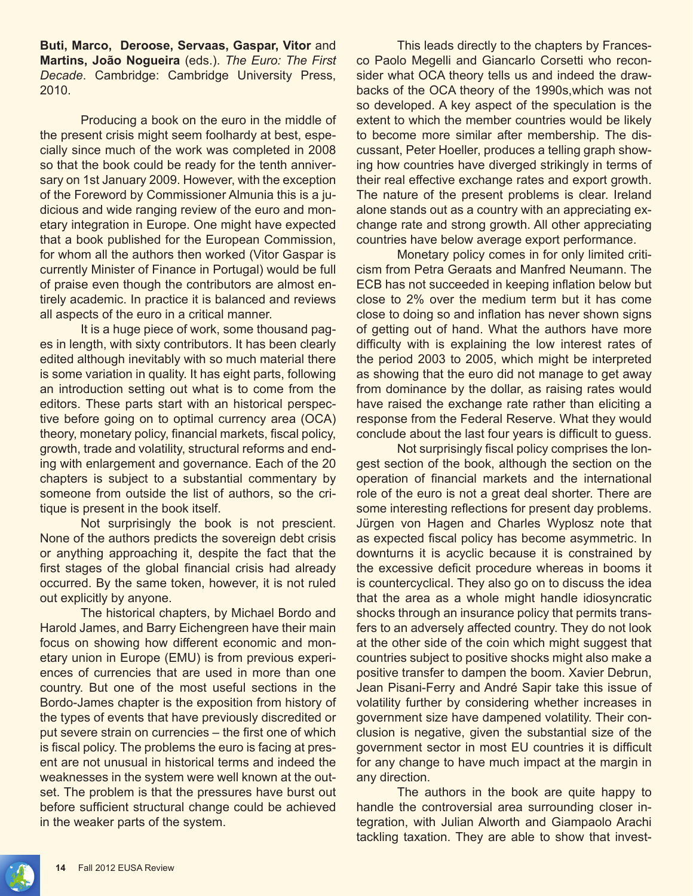**Buti, Marco, Deroose, Servaas, Gaspar, Vitor** and **Martins, João Nogueira** (eds.). *The Euro: The First Decade*. Cambridge: Cambridge University Press, 2010.

Producing a book on the euro in the middle of the present crisis might seem foolhardy at best, especially since much of the work was completed in 2008 so that the book could be ready for the tenth anniversary on 1st January 2009. However, with the exception of the Foreword by Commissioner Almunia this is a judicious and wide ranging review of the euro and monetary integration in Europe. One might have expected that a book published for the European Commission, for whom all the authors then worked (Vitor Gaspar is currently Minister of Finance in Portugal) would be full of praise even though the contributors are almost entirely academic. In practice it is balanced and reviews all aspects of the euro in a critical manner.

It is a huge piece of work, some thousand pages in length, with sixty contributors. It has been clearly edited although inevitably with so much material there is some variation in quality. It has eight parts, following an introduction setting out what is to come from the editors. These parts start with an historical perspective before going on to optimal currency area (OCA) theory, monetary policy, financial markets, fiscal policy, growth, trade and volatility, structural reforms and ending with enlargement and governance. Each of the 20 chapters is subject to a substantial commentary by someone from outside the list of authors, so the critique is present in the book itself.

Not surprisingly the book is not prescient. None of the authors predicts the sovereign debt crisis or anything approaching it, despite the fact that the first stages of the global financial crisis had already occurred. By the same token, however, it is not ruled out explicitly by anyone.

The historical chapters, by Michael Bordo and Harold James, and Barry Eichengreen have their main focus on showing how different economic and monetary union in Europe (EMU) is from previous experiences of currencies that are used in more than one country. But one of the most useful sections in the Bordo-James chapter is the exposition from history of the types of events that have previously discredited or put severe strain on currencies – the first one of which is fiscal policy. The problems the euro is facing at present are not unusual in historical terms and indeed the weaknesses in the system were well known at the outset. The problem is that the pressures have burst out before sufficient structural change could be achieved in the weaker parts of the system.

This leads directly to the chapters by Francesco Paolo Megelli and Giancarlo Corsetti who reconsider what OCA theory tells us and indeed the drawbacks of the OCA theory of the 1990s,which was not so developed. A key aspect of the speculation is the extent to which the member countries would be likely to become more similar after membership. The discussant, Peter Hoeller, produces a telling graph showing how countries have diverged strikingly in terms of their real effective exchange rates and export growth. The nature of the present problems is clear. Ireland alone stands out as a country with an appreciating exchange rate and strong growth. All other appreciating countries have below average export performance.

Monetary policy comes in for only limited criticism from Petra Geraats and Manfred Neumann. The ECB has not succeeded in keeping inflation below but close to 2% over the medium term but it has come close to doing so and inflation has never shown signs of getting out of hand. What the authors have more difficulty with is explaining the low interest rates of the period 2003 to 2005, which might be interpreted as showing that the euro did not manage to get away from dominance by the dollar, as raising rates would have raised the exchange rate rather than eliciting a response from the Federal Reserve. What they would conclude about the last four years is difficult to guess.

Not surprisingly fiscal policy comprises the longest section of the book, although the section on the operation of financial markets and the international role of the euro is not a great deal shorter. There are some interesting reflections for present day problems. Jürgen von Hagen and Charles Wyplosz note that as expected fiscal policy has become asymmetric. In downturns it is acyclic because it is constrained by the excessive deficit procedure whereas in booms it is countercyclical. They also go on to discuss the idea that the area as a whole might handle idiosyncratic shocks through an insurance policy that permits transfers to an adversely affected country. They do not look at the other side of the coin which might suggest that countries subject to positive shocks might also make a positive transfer to dampen the boom. Xavier Debrun, Jean Pisani-Ferry and André Sapir take this issue of volatility further by considering whether increases in government size have dampened volatility. Their conclusion is negative, given the substantial size of the government sector in most EU countries it is difficult for any change to have much impact at the margin in any direction.

The authors in the book are quite happy to handle the controversial area surrounding closer integration, with Julian Alworth and Giampaolo Arachi tackling taxation. They are able to show that invest-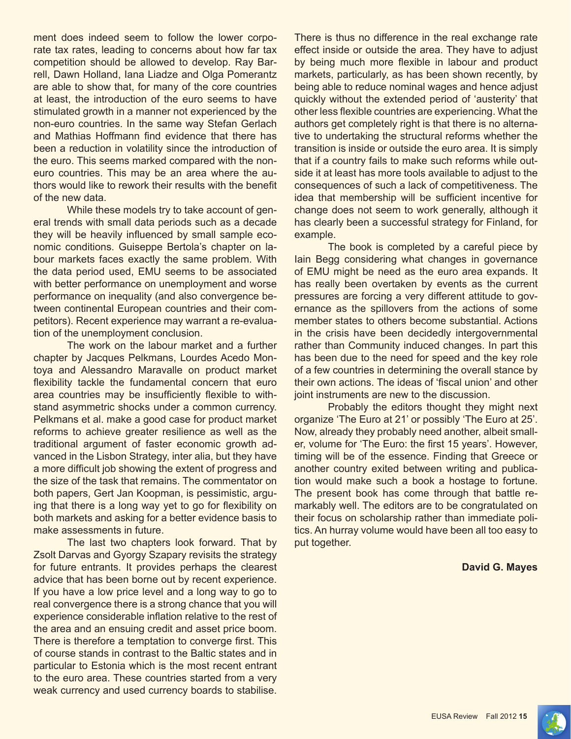ment does indeed seem to follow the lower corporate tax rates, leading to concerns about how far tax competition should be allowed to develop. Ray Barrell, Dawn Holland, Iana Liadze and Olga Pomerantz are able to show that, for many of the core countries at least, the introduction of the euro seems to have stimulated growth in a manner not experienced by the non-euro countries. In the same way Stefan Gerlach and Mathias Hoffmann find evidence that there has been a reduction in volatility since the introduction of the euro. This seems marked compared with the non-euro countries. This may be an area where the authors would like to rework their results with the benefit of the new data.

While these models try to take account of general trends with small data periods such as a decade they will be heavily influenced by small sample economic conditions. Guiseppe Bertola's chapter on labour markets faces exactly the same problem. With the data period used, EMU seems to be associated with better performance on unemployment and worse performance on inequality (and also convergence between continental European countries and their competitors). Recent experience may warrant a re-evaluation of the unemployment conclusion.

The work on the labour market and a further chapter by Jacques Pelkmans, Lourdes Acedo Montoya and Alessandro Maravalle on product market flexibility tackle the fundamental concern that euro area countries may be insufficiently flexible to withstand asymmetric shocks under a common currency. Pelkmans et al. make a good case for product market reforms to achieve greater resilience as well as the traditional argument of faster economic growth advanced in the Lisbon Strategy, inter alia, but they have a more difficult job showing the extent of progress and the size of the task that remains. The commentator on both papers, Gert Jan Koopman, is pessimistic, arguing that there is a long way yet to go for flexibility on both markets and asking for a better evidence basis to make assessments in future.

The last two chapters look forward. That by Zsolt Darvas and Gyorgy Szapary revisits the strategy for future entrants. It provides perhaps the clearest advice that has been borne out by recent experience. If you have a low price level and a long way to go to real convergence there is a strong chance that you will experience considerable inflation relative to the rest of the area and an ensuing credit and asset price boom. There is therefore a temptation to converge first. This of course stands in contrast to the Baltic states and in particular to Estonia which is the most recent entrant to the euro area. These countries started from a very weak currency and used currency boards to stabilise. There is thus no difference in the real exchange rate effect inside or outside the area. They have to adjust by being much more flexible in labour and product markets, particularly, as has been shown recently, by being able to reduce nominal wages and hence adjust quickly without the extended period of 'austerity' that other less flexible countries are experiencing. What the authors get completely right is that there is no alternative to undertaking the structural reforms whether the transition is inside or outside the euro area. It is simply that if a country fails to make such reforms while outside it at least has more tools available to adjust to the consequences of such a lack of competitiveness. The idea that membership will be sufficient incentive for change does not seem to work generally, although it has clearly been a successful strategy for Finland, for example.

The book is completed by a careful piece by Iain Begg considering what changes in governance of EMU might be need as the euro area expands. It has really been overtaken by events as the current pressures are forcing a very different attitude to governance as the spillovers from the actions of some member states to others become substantial. Actions in the crisis have been decidedly intergovernmental rather than Community induced changes. In part this has been due to the need for speed and the key role of a few countries in determining the overall stance by their own actions. The ideas of 'fiscal union' and other joint instruments are new to the discussion.

Probably the editors thought they might next organize 'The Euro at 21' or possibly 'The Euro at 25'. Now, already they probably need another, albeit smaller, volume for 'The Euro: the first 15 years'. However, timing will be of the essence. Finding that Greece or another country exited between writing and publication would make such a book a hostage to fortune. The present book has come through that battle remarkably well. The editors are to be congratulated on their focus on scholarship rather than immediate politics. An hurray volume would have been all too easy to put together.

**David G. Mayes**